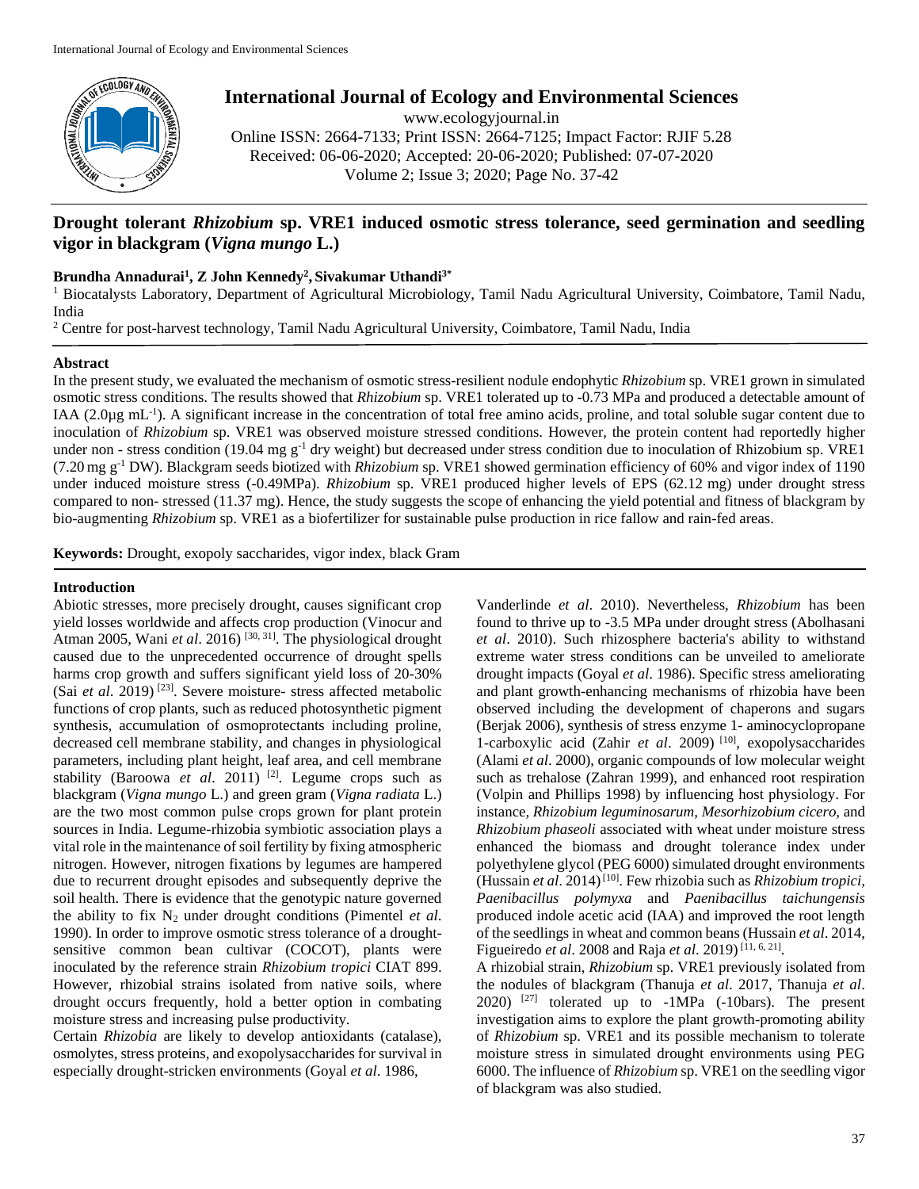# Drought tolerant *Rhizobium* sp. VRE1 induced osmotic stress tolerance, seed germination and seedling vigor in blackgram (*Vigna mungo* L.)

**Brundha Annadurai[1], Z John Kennedy[2], Sivakumar Uthandi[3*]**

[1] Biocatalysts Laboratory, Department of Agricultural Microbiology, Tamil Nadu Agricultural University, Coimbatore, Tamil Nadu, India

[2] Centre for post-harvest technology, Tamil Nadu Agricultural University, Coimbatore, Tamil Nadu, India

## Abstract

In the present study, we evaluated the mechanism of osmotic stress-resilient nodule endophytic *Rhizobium* sp. VRE1 grown in simulated osmotic stress conditions. The results showed that *Rhizobium* sp. VRE1 tolerated up to -0.73 MPa and produced a detectable amount of IAA (2.0µg $mL^{-1}$). A significant increase in the concentration of total free amino acids, proline, and total soluble sugar content due to inoculation of *Rhizobium* sp. VRE1 was observed moisture stressed conditions. However, the protein content had reportedly higher under non - stress condition (19.04 mg $g^{-1}$ dry weight) but decreased under stress condition due to inoculation of Rhizobium sp. VRE1 (7.20 mg $g^{-1}$ DW). Blackgram seeds biotized with *Rhizobium* sp. VRE1 showed germination efficiency of 60% and vigor index of 1190 under induced moisture stress (-0.49MPa). *Rhizobium* sp. VRE1 produced higher levels of EPS (62.12 mg) under drought stress compared to non- stressed (11.37 mg). Hence, the study suggests the scope of enhancing the yield potential and fitness of blackgram by bio-augmenting *Rhizobium* sp. VRE1 as a biofertilizer for sustainable pulse production in rice fallow and rain-fed areas.

**Keywords:** Drought, exopoly saccharides, vigor index, black Gram

## Introduction

Abiotic stresses, more precisely drought, causes significant crop yield losses worldwide and affects crop production (Vinocur and Atman 2005, Wani *et al*. 2016) [30, 31]. The physiological drought caused due to the unprecedented occurrence of drought spells harms crop growth and suffers significant yield loss of 20-30% (Sai *et al*. 2019) [23]. Severe moisture- stress affected metabolic functions of crop plants, such as reduced photosynthetic pigment synthesis, accumulation of osmoprotectants including proline, decreased cell membrane stability, and changes in physiological parameters, including plant height, leaf area, and cell membrane stability (Baroowa *et al*. 2011) [2]. Legume crops such as blackgram (*Vigna mungo* L.) and green gram (*Vigna radiata* L.) are the two most common pulse crops grown for plant protein sources in India. Legume-rhizobia symbiotic association plays a vital role in the maintenance of soil fertility by fixing atmospheric nitrogen. However, nitrogen fixations by legumes are hampered due to recurrent drought episodes and subsequently deprive the soil health. There is evidence that the genotypic nature governed the ability to fix $N_2$ under drought conditions (Pimentel *et al*. 1990). In order to improve osmotic stress tolerance of a drought-sensitive common bean cultivar (COCOT), plants were inoculated by the reference strain *Rhizobium tropici* CIAT 899. However, rhizobial strains isolated from native soils, where drought occurs frequently, hold a better option in combating moisture stress and increasing pulse productivity.

Certain *Rhizobia* are likely to develop antioxidants (catalase), osmolytes, stress proteins, and exopolysaccharides for survival in especially drought-stricken environments (Goyal *et al*. 1986, Vanderlinde *et al*. 2010). Nevertheless, *Rhizobium* has been found to thrive up to -3.5 MPa under drought stress (Abolhasani *et al*. 2010). Such rhizosphere bacteria's ability to withstand extreme water stress conditions can be unveiled to ameliorate drought impacts (Goyal *et al*. 1986). Specific stress ameliorating and plant growth-enhancing mechanisms of rhizobia have been observed including the development of chaperons and sugars (Berjak 2006), synthesis of stress enzyme 1- aminocyclopropane 1-carboxylic acid (Zahir *et al*. 2009) [10], exopolysaccharides (Alami *et al*. 2000), organic compounds of low molecular weight such as trehalose (Zahran 1999), and enhanced root respiration (Volpin and Phillips 1998) by influencing host physiology. For instance, *Rhizobium leguminosarum*, *Mesorhizobium cicero*, and *Rhizobium phaseoli* associated with wheat under moisture stress enhanced the biomass and drought tolerance index under polyethylene glycol (PEG 6000) simulated drought environments (Hussain *et al*. 2014) [10]. Few rhizobia such as *Rhizobium tropici*, *Paenibacillus polymyxa* and *Paenibacillus taichungensis* produced indole acetic acid (IAA) and improved the root length of the seedlings in wheat and common beans (Hussain *et al*. 2014, Figueiredo *et al*. 2008 and Raja *et al*. 2019) [11, 6, 21].

A rhizobial strain, *Rhizobium* sp. VRE1 previously isolated from the nodules of blackgram (Thanuja *et al*. 2017, Thanuja *et al*. 2020) [27] tolerated up to -1MPa (-10bars). The present investigation aims to explore the plant growth-promoting ability of *Rhizobium* sp. VRE1 and its possible mechanism to tolerate moisture stress in simulated drought environments using PEG 6000. The influence of *Rhizobium* sp. VRE1 on the seedling vigor of blackgram was also studied.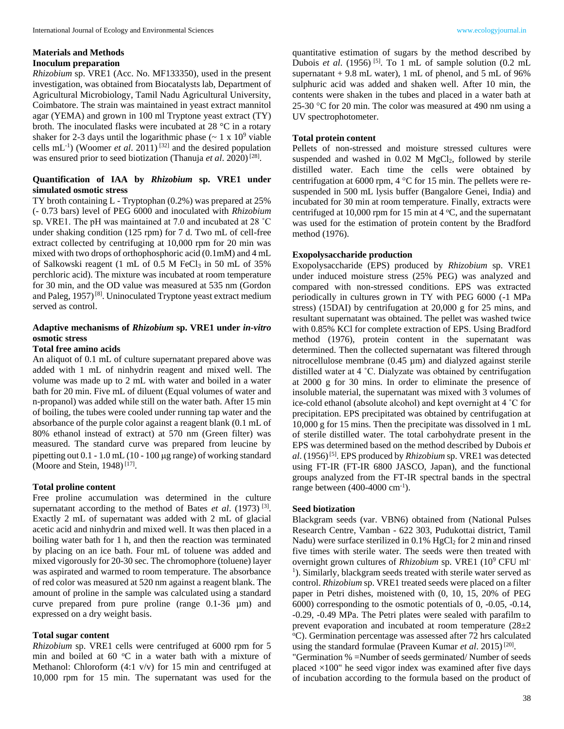## Materials and Methods

### Inoculum preparation

*Rhizobium* sp. VRE1 (Acc. No. MF133350), used in the present investigation, was obtained from Biocatalysts lab, Department of Agricultural Microbiology, Tamil Nadu Agricultural University, Coimbatore. The strain was maintained in yeast extract mannitol agar (YEMA) and grown in 100 ml Tryptone yeast extract (TY) broth. The inoculated flasks were incubated at 28 °C in a rotary shaker for 2-3 days until the logarithmic phase (~ $1 \times 10^9$ viable cells $mL^{-1}$) (Woomer *et al*. 2011) [32] and the desired population was ensured prior to seed biotization (Thanuja *et al*. 2020) [28].

### Quantification of IAA by *Rhizobium* sp. VRE1 under simulated osmotic stress

TY broth containing L - Tryptophan (0.2%) was prepared at 25% (- 0.73 bars) level of PEG 6000 and inoculated with *Rhizobium* sp. VRE1. The pH was maintained at 7.0 and incubated at 28 ˚C under shaking condition (125 rpm) for 7 d. Two mL of cell-free extract collected by centrifuging at 10,000 rpm for 20 min was mixed with two drops of orthophosphoric acid (0.1mM) and 4 mL of Salkowski reagent (1 mL of 0.5 M $FeCl_3$ in 50 mL of 35% perchloric acid). The mixture was incubated at room temperature for 30 min, and the OD value was measured at 535 nm (Gordon and Paleg, 1957) [8]. Uninoculated Tryptone yeast extract medium served as control.

### Adaptive mechanisms of *Rhizobium* sp. VRE1 under *in-vitro* osmotic stress

#### Total free amino acids

An aliquot of 0.1 mL of culture supernatant prepared above was added with 1 mL of ninhydrin reagent and mixed well. The volume was made up to 2 mL with water and boiled in a water bath for 20 min. Five mL of diluent (Equal volumes of water and n-propanol) was added while still on the water bath. After 15 min of boiling, the tubes were cooled under running tap water and the absorbance of the purple color against a reagent blank (0.1 mL of 80% ethanol instead of extract) at 570 nm (Green filter) was measured. The standard curve was prepared from leucine by pipetting out 0.1 - 1.0 mL (10 - 100 µg range) of working standard (Moore and Stein, 1948) [17].

#### Total proline content

Free proline accumulation was determined in the culture supernatant according to the method of Bates *et al*. (1973) [3]. Exactly 2 mL of supernatant was added with 2 mL of glacial acetic acid and ninhydrin and mixed well. It was then placed in a boiling water bath for 1 h, and then the reaction was terminated by placing on an ice bath. Four mL of toluene was added and mixed vigorously for 20-30 sec. The chromophore (toluene) layer was aspirated and warmed to room temperature. The absorbance of red color was measured at 520 nm against a reagent blank. The amount of proline in the sample was calculated using a standard curve prepared from pure proline (range 0.1-36 µm) and expressed on a dry weight basis.

#### Total sugar content

*Rhizobium* sp. VRE1 cells were centrifuged at 6000 rpm for 5 min and boiled at 60 °C in a water bath with a mixture of Methanol: Chloroform (4:1 v/v) for 15 min and centrifuged at 10,000 rpm for 15 min. The supernatant was used for the quantitative estimation of sugars by the method described by Dubois *et al*. (1956) [5]. To 1 mL of sample solution (0.2 mL supernatant + 9.8 mL water), 1 mL of phenol, and 5 mL of 96% sulphuric acid was added and shaken well. After 10 min, the contents were shaken in the tubes and placed in a water bath at 25-30 °C for 20 min. The color was measured at 490 nm using a UV spectrophotometer.

#### Total protein content

Pellets of non-stressed and moisture stressed cultures were suspended and washed in 0.02 M $MgCl_2$, followed by sterile distilled water. Each time the cells were obtained by centrifugation at 6000 rpm, 4 °C for 15 min. The pellets were re-suspended in 500 mL lysis buffer (Bangalore Genei, India) and incubated for 30 min at room temperature. Finally, extracts were centrifuged at 10,000 rpm for 15 min at 4 °C, and the supernatant was used for the estimation of protein content by the Bradford method (1976).

#### Exopolysaccharide production

Exopolysaccharide (EPS) produced by *Rhizobium* sp. VRE1 under induced moisture stress (25% PEG) was analyzed and compared with non-stressed conditions. EPS was extracted periodically in cultures grown in TY with PEG 6000 (-1 MPa stress) (15DAI) by centrifugation at 20,000 g for 25 mins, and resultant supernatant was obtained. The pellet was washed twice with 0.85% KCl for complete extraction of EPS. Using Bradford method (1976), protein content in the supernatant was determined. Then the collected supernatant was filtered through nitrocellulose membrane (0.45 µm) and dialyzed against sterile distilled water at 4 ˚C. Dialyzate was obtained by centrifugation at 2000 g for 30 mins. In order to eliminate the presence of insoluble material, the supernatant was mixed with 3 volumes of ice-cold ethanol (absolute alcohol) and kept overnight at 4 ˚C for precipitation. EPS precipitated was obtained by centrifugation at 10,000 g for 15 mins. Then the precipitate was dissolved in 1 mL of sterile distilled water. The total carbohydrate present in the EPS was determined based on the method described by Dubois *et al*. (1956) [5]. EPS produced by *Rhizobium* sp. VRE1 was detected using FT-IR (FT-IR 6800 JASCO, Japan), and the functional groups analyzed from the FT-IR spectral bands in the spectral range between (400-4000 $cm^{-1}$).

### Seed biotization

Blackgram seeds (var. VBN6) obtained from (National Pulses Research Centre, Vamban - 622 303, Pudukottai district, Tamil Nadu) were surface sterilized in 0.1% $HgCl_2$ for 2 min and rinsed five times with sterile water. The seeds were then treated with overnight grown cultures of *Rhizobium* sp. VRE1 ($10^9$ CFU $ml^{-1}$). Similarly, blackgram seeds treated with sterile water served as control. *Rhizobium* sp. VRE1 treated seeds were placed on a filter paper in Petri dishes, moistened with (0, 10, 15, 20% of PEG 6000) corresponding to the osmotic potentials of 0, -0.05, -0.14, -0.29, -0.49 MPa. The Petri plates were sealed with parafilm to prevent evaporation and incubated at room temperature (28±2 °C). Germination percentage was assessed after 72 hrs calculated using the standard formulae (Praveen Kumar *et al*. 2015) [20].

"Germination % =Number of seeds germinated/ Number of seeds placed ×100" he seed vigor index was examined after five days of incubation according to the formula based on the product of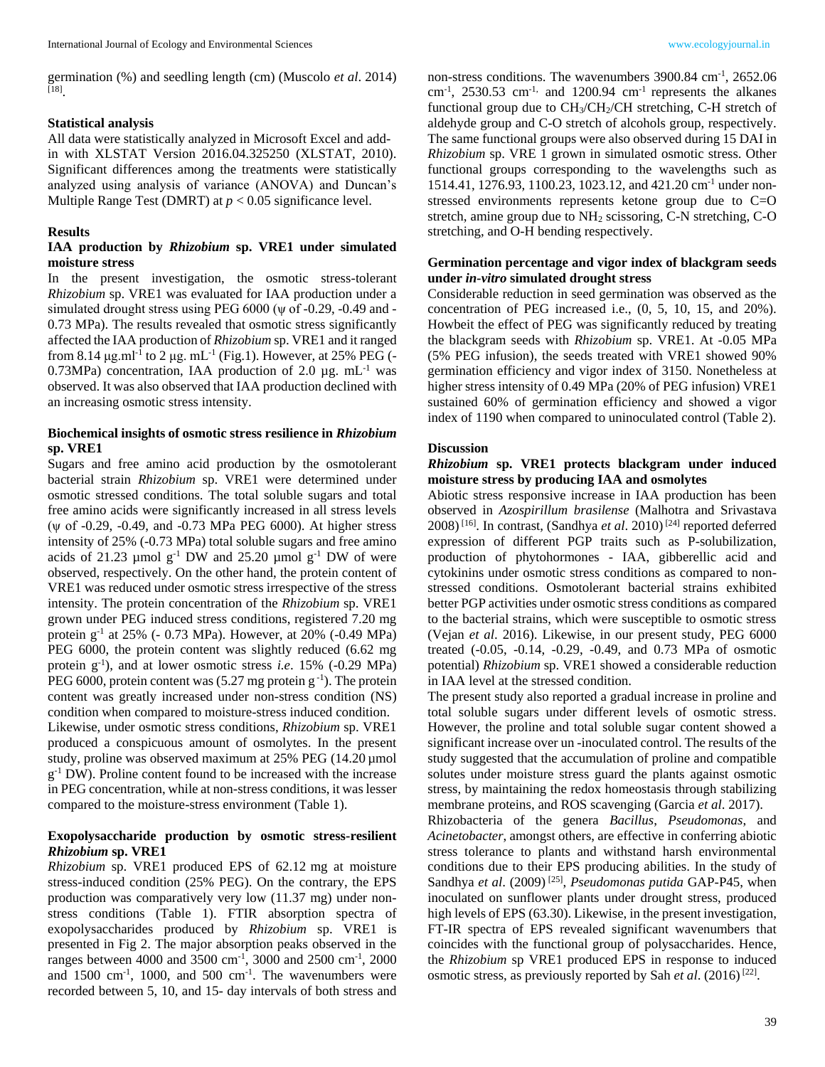germination (%) and seedling length (cm) (Muscolo *et al*. 2014) [18].

### Statistical analysis

All data were statistically analyzed in Microsoft Excel and add-in with XLSTAT Version 2016.04.325250 (XLSTAT, 2010). Significant differences among the treatments were statistically analyzed using analysis of variance (ANOVA) and Duncan's Multiple Range Test (DMRT) at $p < 0.05$ significance level.

## Results

### IAA production by *Rhizobium* sp. VRE1 under simulated moisture stress

In the present investigation, the osmotic stress-tolerant *Rhizobium* sp. VRE1 was evaluated for IAA production under a simulated drought stress using PEG 6000 (ψ of -0.29, -0.49 and -0.73 MPa). The results revealed that osmotic stress significantly affected the IAA production of *Rhizobium* sp. VRE1 and it ranged from 8.14 $\mu g.ml^{-1}$ to 2 $\mu g.\ mL^{-1}$ (Fig.1). However, at 25% PEG (-0.73MPa) concentration, IAA production of 2.0 $\mu g.\ mL^{-1}$ was observed. It was also observed that IAA production declined with an increasing osmotic stress intensity.

### Biochemical insights of osmotic stress resilience in *Rhizobium* sp. VRE1

Sugars and free amino acid production by the osmotolerant bacterial strain *Rhizobium* sp. VRE1 were determined under osmotic stressed conditions. The total soluble sugars and total free amino acids were significantly increased in all stress levels (ψ of -0.29, -0.49, and -0.73 MPa PEG 6000). At higher stress intensity of 25% (-0.73 MPa) total soluble sugars and free amino acids of 21.23 $\mu mol\ g^{-1}$ DW and 25.20 $\mu mol\ g^{-1}$ DW of were observed, respectively. On the other hand, the protein content of VRE1 was reduced under osmotic stress irrespective of the stress intensity. The protein concentration of the *Rhizobium* sp. VRE1 grown under PEG induced stress conditions, registered 7.20 mg protein $g^{-1}$ at 25% (- 0.73 MPa). However, at 20% (-0.49 MPa) PEG 6000, the protein content was slightly reduced (6.62 mg protein $g^{-1}$), and at lower osmotic stress *i.e*. 15% (-0.29 MPa) PEG 6000, protein content was (5.27 mg protein $g^{-1}$). The protein content was greatly increased under non-stress condition (NS) condition when compared to moisture-stress induced condition.

Likewise, under osmotic stress conditions, *Rhizobium* sp. VRE1 produced a conspicuous amount of osmolytes. In the present study, proline was observed maximum at 25% PEG (14.20 $\mu mol\ g^{-1}$ DW). Proline content found to be increased with the increase in PEG concentration, while at non-stress conditions, it was lesser compared to the moisture-stress environment (Table 1).

### Exopolysaccharide production by osmotic stress-resilient *Rhizobium* sp. VRE1

*Rhizobium* sp. VRE1 produced EPS of 62.12 mg at moisture stress-induced condition (25% PEG). On the contrary, the EPS production was comparatively very low (11.37 mg) under non-stress conditions (Table 1). FTIR absorption spectra of exopolysaccharides produced by *Rhizobium* sp. VRE1 is presented in Fig 2. The major absorption peaks observed in the ranges between 4000 and 3500 $cm^{-1}$, 3000 and 2500 $cm^{-1}$, 2000 and 1500 $cm^{-1}$, 1000, and 500 $cm^{-1}$. The wavenumbers were recorded between 5, 10, and 15- day intervals of both stress and non-stress conditions. The wavenumbers 3900.84 $cm^{-1}$, 2652.06 $cm^{-1}$, 2530.53 $cm^{-1}$, and 1200.94 $cm^{-1}$ represents the alkanes functional group due to $CH_3/CH_2/CH$ stretching, C-H stretch of aldehyde group and C-O stretch of alcohols group, respectively. The same functional groups were also observed during 15 DAI in *Rhizobium* sp. VRE 1 grown in simulated osmotic stress. Other functional groups corresponding to the wavelengths such as 1514.41, 1276.93, 1100.23, 1023.12, and 421.20 $cm^{-1}$ under non-stressed environments represents ketone group due to C=O stretch, amine group due to $NH_2$ scissoring, C-N stretching, C-O stretching, and O-H bending respectively.

### Germination percentage and vigor index of blackgram seeds under *in-vitro* simulated drought stress

Considerable reduction in seed germination was observed as the concentration of PEG increased i.e., (0, 5, 10, 15, and 20%). Howbeit the effect of PEG was significantly reduced by treating the blackgram seeds with *Rhizobium* sp. VRE1. At -0.05 MPa (5% PEG infusion), the seeds treated with VRE1 showed 90% germination efficiency and vigor index of 3150. Nonetheless at higher stress intensity of 0.49 MPa (20% of PEG infusion) VRE1 sustained 60% of germination efficiency and showed a vigor index of 1190 when compared to uninoculated control (Table 2).

## Discussion

### *Rhizobium* sp. VRE1 protects blackgram under induced moisture stress by producing IAA and osmolytes

Abiotic stress responsive increase in IAA production has been observed in *Azospirillum brasilense* (Malhotra and Srivastava 2008) [16]. In contrast, (Sandhya *et al*. 2010) [24] reported deferred expression of different PGP traits such as P-solubilization, production of phytohormones - IAA, gibberellic acid and cytokinins under osmotic stress conditions as compared to non-stressed conditions. Osmotolerant bacterial strains exhibited better PGP activities under osmotic stress conditions as compared to the bacterial strains, which were susceptible to osmotic stress (Vejan *et al*. 2016). Likewise, in our present study, PEG 6000 treated (-0.05, -0.14, -0.29, -0.49, and 0.73 MPa of osmotic potential) *Rhizobium* sp. VRE1 showed a considerable reduction in IAA level at the stressed condition.

The present study also reported a gradual increase in proline and total soluble sugars under different levels of osmotic stress. However, the proline and total soluble sugar content showed a significant increase over un -inoculated control. The results of the study suggested that the accumulation of proline and compatible solutes under moisture stress guard the plants against osmotic stress, by maintaining the redox homeostasis through stabilizing membrane proteins, and ROS scavenging (Garcia *et al*. 2017).

Rhizobacteria of the genera *Bacillus*, *Pseudomonas*, and *Acinetobacter*, amongst others, are effective in conferring abiotic stress tolerance to plants and withstand harsh environmental conditions due to their EPS producing abilities. In the study of Sandhya *et al*. (2009) [25], *Pseudomonas putida* GAP-P45, when inoculated on sunflower plants under drought stress, produced high levels of EPS (63.30). Likewise, in the present investigation, FT-IR spectra of EPS revealed significant wavenumbers that coincides with the functional group of polysaccharides. Hence, the *Rhizobium* sp VRE1 produced EPS in response to induced osmotic stress, as previously reported by Sah *et al*. (2016) [22].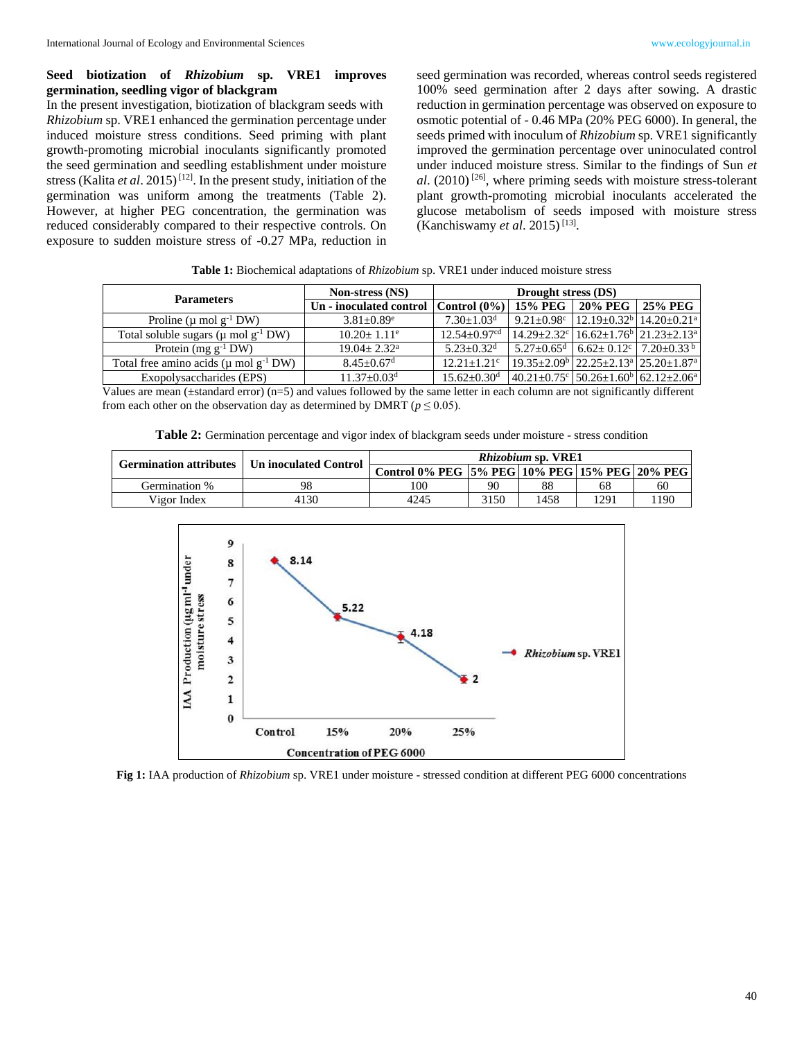**Seed biotization of *Rhizobium* sp. VRE1 improves germination, seedling vigor of blackgram**

In the present investigation, biotization of blackgram seeds with *Rhizobium* sp. VRE1 enhanced the germination percentage under induced moisture stress conditions. Seed priming with plant growth-promoting microbial inoculants significantly promoted the seed germination and seedling establishment under moisture stress (Kalita *et al*. 2015) [12]. In the present study, initiation of the germination was uniform among the treatments (Table 2). However, at higher PEG concentration, the germination was reduced considerably compared to their respective controls. On exposure to sudden moisture stress of -0.27 MPa, reduction in seed germination was recorded, whereas control seeds registered 100% seed germination after 2 days after sowing. A drastic reduction in germination percentage was observed on exposure to osmotic potential of - 0.46 MPa (20% PEG 6000). In general, the seeds primed with inoculum of *Rhizobium* sp. VRE1 significantly improved the germination percentage over uninoculated control under induced moisture stress. Similar to the findings of Sun *et al*. (2010) [26], where priming seeds with moisture stress-tolerant plant growth-promoting microbial inoculants accelerated the glucose metabolism of seeds imposed with moisture stress (Kanchiswamy *et al*. 2015) [13].

**Table 1:** Biochemical adaptations of *Rhizobium* sp. VRE1 under induced moisture stress

| Parameters | Non-stress (NS) | Drought stress (DS) | | | |
|---|---|---|---|---|---|
| | Un - inoculated control | Control (0%) | 15% PEG | 20% PEG | 25% PEG |
| Proline (μ mol $g^{-1}$ DW) | 3.81±0.89[e] | 7.30±1.03[d] | 9.21±0.98[c] | 12.19±0.32[b] | 14.20±0.21[a] |
| Total soluble sugars (μ mol $g^{-1}$ DW) | 10.20± 1.11[e] | 12.54±0.97[cd] | 14.29±2.32[c] | 16.62±1.76[b] | 21.23±2.13[a] |
| Protein (mg $g^{-1}$ DW) | 19.04± 2.32[a] | 5.23±0.32[d] | 5.27±0.65[d] | 6.62± 0.12[c] | 7.20±0.33[b] |
| Total free amino acids (μ mol $g^{-1}$ DW) | 8.45±0.67[d] | 12.21±1.21[c] | 19.35±2.09[b] | 22.25±2.13[a] | 25.20±1.87[a] |
| Exopolysaccharides (EPS) | 11.37±0.03[d] | 15.62±0.30[d] | 40.21±0.75[c] | 50.26±1.60[b] | 62.12±2.06[a] |

Values are mean (±standard error) (n=5) and values followed by the same letter in each column are not significantly different from each other on the observation day as determined by DMRT ($p \leq 0.05$).

**Table 2:** Germination percentage and vigor index of blackgram seeds under moisture - stress condition

| Germination attributes | Un inoculated Control | *Rhizobium* sp. VRE1 | | | | |
|---|---|---|---|---|---|---|
| | | Control 0% PEG | 5% PEG | 10% PEG | 15% PEG | 20% PEG |
| Germination % | 98 | 100 | 90 | 88 | 68 | 60 |
| Vigor Index | 4130 | 4245 | 3150 | 1458 | 1291 | 1190 |

**Fig 1:** IAA production of *Rhizobium* sp. VRE1 under moisture - stressed condition at different PEG 6000 concentrations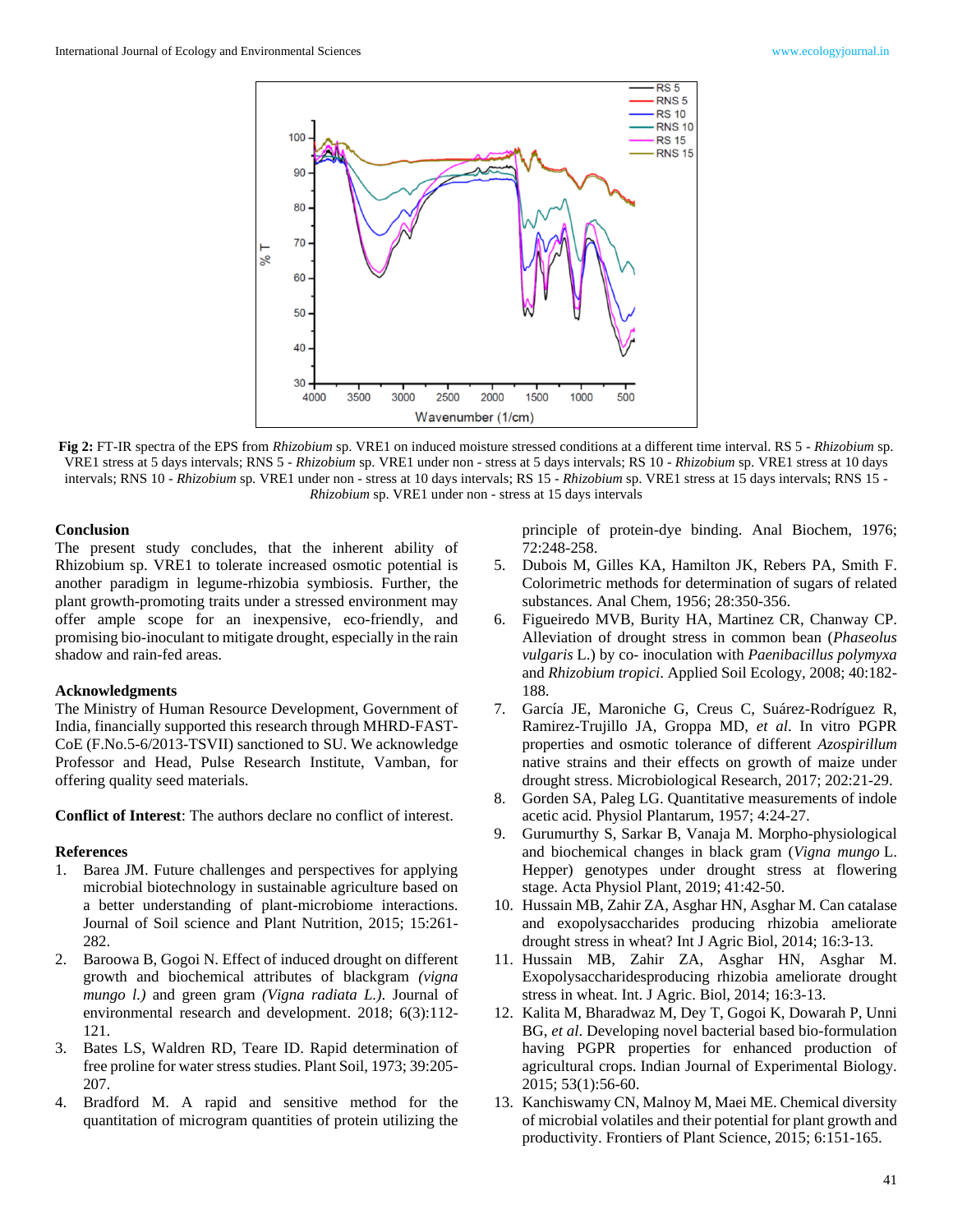**Fig 2:** FT-IR spectra of the EPS from *Rhizobium* sp. VRE1 on induced moisture stressed conditions at a different time interval. RS 5 - *Rhizobium* sp. VRE1 stress at 5 days intervals; RNS 5 - *Rhizobium* sp. VRE1 under non - stress at 5 days intervals; RS 10 - *Rhizobium* sp. VRE1 stress at 10 days intervals; RNS 10 - *Rhizobium* sp. VRE1 under non - stress at 10 days intervals; RS 15 - *Rhizobium* sp. VRE1 stress at 15 days intervals; RNS 15 - *Rhizobium* sp. VRE1 under non - stress at 15 days intervals

## Conclusion

The present study concludes, that the inherent ability of Rhizobium sp. VRE1 to tolerate increased osmotic potential is another paradigm in legume-rhizobia symbiosis. Further, the plant growth-promoting traits under a stressed environment may offer ample scope for an inexpensive, eco-friendly, and promising bio-inoculant to mitigate drought, especially in the rain shadow and rain-fed areas.

## Acknowledgments

The Ministry of Human Resource Development, Government of India, financially supported this research through MHRD-FAST-CoE (F.No.5-6/2013-TSVII) sanctioned to SU. We acknowledge Professor and Head, Pulse Research Institute, Vamban, for offering quality seed materials.

**Conflict of Interest**: The authors declare no conflict of interest.

## References

1. Barea JM. Future challenges and perspectives for applying microbial biotechnology in sustainable agriculture based on a better understanding of plant-microbiome interactions. Journal of Soil science and Plant Nutrition, 2015; 15:261-282.
2. Baroowa B, Gogoi N. Effect of induced drought on different growth and biochemical attributes of blackgram *(vigna mungo l.)* and green gram *(Vigna radiata L.)*. Journal of environmental research and development. 2018; 6(3):112-121.
3. Bates LS, Waldren RD, Teare ID. Rapid determination of free proline for water stress studies. Plant Soil, 1973; 39:205-207.
4. Bradford M. A rapid and sensitive method for the quantitation of microgram quantities of protein utilizing the principle of protein-dye binding. Anal Biochem, 1976; 72:248-258.
5. Dubois M, Gilles KA, Hamilton JK, Rebers PA, Smith F. Colorimetric methods for determination of sugars of related substances. Anal Chem, 1956; 28:350-356.
6. Figueiredo MVB, Burity HA, Martinez CR, Chanway CP. Alleviation of drought stress in common bean (*Phaseolus vulgaris* L.) by co- inoculation with *Paenibacillus polymyxa* and *Rhizobium tropici*. Applied Soil Ecology, 2008; 40:182-188.
7. García JE, Maroniche G, Creus C, Suárez-Rodríguez R, Ramirez-Trujillo JA, Groppa MD, *et al*. In vitro PGPR properties and osmotic tolerance of different *Azospirillum* native strains and their effects on growth of maize under drought stress. Microbiological Research, 2017; 202:21-29.
8. Gorden SA, Paleg LG. Quantitative measurements of indole acetic acid. Physiol Plantarum, 1957; 4:24-27.
9. Gurumurthy S, Sarkar B, Vanaja M. Morpho-physiological and biochemical changes in black gram (*Vigna mungo* L. Hepper) genotypes under drought stress at flowering stage. Acta Physiol Plant, 2019; 41:42-50.
10. Hussain MB, Zahir ZA, Asghar HN, Asghar M. Can catalase and exopolysaccharides producing rhizobia ameliorate drought stress in wheat? Int J Agric Biol, 2014; 16:3-13.
11. Hussain MB, Zahir ZA, Asghar HN, Asghar M. Exopolysaccharidesproducing rhizobia ameliorate drought stress in wheat. Int. J Agric. Biol, 2014; 16:3-13.
12. Kalita M, Bharadwaz M, Dey T, Gogoi K, Dowarah P, Unni BG, *et al*. Developing novel bacterial based bio-formulation having PGPR properties for enhanced production of agricultural crops. Indian Journal of Experimental Biology. 2015; 53(1):56-60.
13. Kanchiswamy CN, Malnoy M, Maei ME. Chemical diversity of microbial volatiles and their potential for plant growth and productivity. Frontiers of Plant Science, 2015; 6:151-165.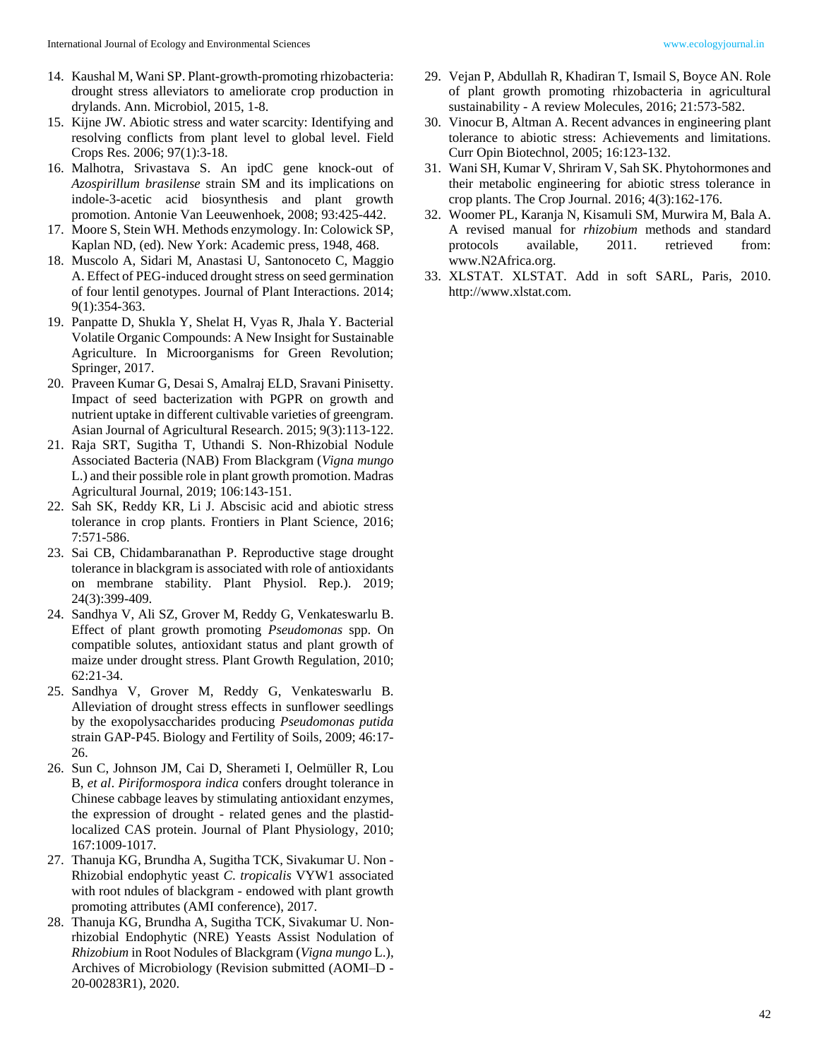14. Kaushal M, Wani SP. Plant-growth-promoting rhizobacteria: drought stress alleviators to ameliorate crop production in drylands. Ann. Microbiol, 2015, 1-8.
15. Kijne JW. Abiotic stress and water scarcity: Identifying and resolving conflicts from plant level to global level. Field Crops Res. 2006; 97(1):3-18.
16. Malhotra, Srivastava S. An ipdC gene knock-out of *Azospirillum brasilense* strain SM and its implications on indole-3-acetic acid biosynthesis and plant growth promotion. Antonie Van Leeuwenhoek, 2008; 93:425-442.
17. Moore S, Stein WH. Methods enzymology. In: Colowick SP, Kaplan ND, (ed). New York: Academic press, 1948, 468.
18. Muscolo A, Sidari M, Anastasi U, Santonoceto C, Maggio A. Effect of PEG-induced drought stress on seed germination of four lentil genotypes. Journal of Plant Interactions. 2014; 9(1):354-363.
19. Panpatte D, Shukla Y, Shelat H, Vyas R, Jhala Y. Bacterial Volatile Organic Compounds: A New Insight for Sustainable Agriculture. In Microorganisms for Green Revolution; Springer, 2017.
20. Praveen Kumar G, Desai S, Amalraj ELD, Sravani Pinisetty. Impact of seed bacterization with PGPR on growth and nutrient uptake in different cultivable varieties of greengram. Asian Journal of Agricultural Research. 2015; 9(3):113-122.
21. Raja SRT, Sugitha T, Uthandi S. Non-Rhizobial Nodule Associated Bacteria (NAB) From Blackgram (*Vigna mungo* L.) and their possible role in plant growth promotion. Madras Agricultural Journal, 2019; 106:143-151.
22. Sah SK, Reddy KR, Li J. Abscisic acid and abiotic stress tolerance in crop plants. Frontiers in Plant Science, 2016; 7:571-586.
23. Sai CB, Chidambaranathan P. Reproductive stage drought tolerance in blackgram is associated with role of antioxidants on membrane stability. Plant Physiol. Rep.). 2019; 24(3):399-409.
24. Sandhya V, Ali SZ, Grover M, Reddy G, Venkateswarlu B. Effect of plant growth promoting *Pseudomonas* spp. On compatible solutes, antioxidant status and plant growth of maize under drought stress. Plant Growth Regulation, 2010; 62:21-34.
25. Sandhya V, Grover M, Reddy G, Venkateswarlu B. Alleviation of drought stress effects in sunflower seedlings by the exopolysaccharides producing *Pseudomonas putida* strain GAP-P45. Biology and Fertility of Soils, 2009; 46:17-26.
26. Sun C, Johnson JM, Cai D, Sherameti I, Oelmüller R, Lou B, *et al*. *Piriformospora indica* confers drought tolerance in Chinese cabbage leaves by stimulating antioxidant enzymes, the expression of drought - related genes and the plastid-localized CAS protein. Journal of Plant Physiology, 2010; 167:1009-1017.
27. Thanuja KG, Brundha A, Sugitha TCK, Sivakumar U. Non - Rhizobial endophytic yeast *C. tropicalis* VYW1 associated with root ndules of blackgram - endowed with plant growth promoting attributes (AMI conference), 2017.
28. Thanuja KG, Brundha A, Sugitha TCK, Sivakumar U. Non-rhizobial Endophytic (NRE) Yeasts Assist Nodulation of *Rhizobium* in Root Nodules of Blackgram (*Vigna mungo* L.), Archives of Microbiology (Revision submitted (AOMI–D - 20-00283R1), 2020.
29. Vejan P, Abdullah R, Khadiran T, Ismail S, Boyce AN. Role of plant growth promoting rhizobacteria in agricultural sustainability - A review Molecules, 2016; 21:573-582.
30. Vinocur B, Altman A. Recent advances in engineering plant tolerance to abiotic stress: Achievements and limitations. Curr Opin Biotechnol, 2005; 16:123-132.
31. Wani SH, Kumar V, Shriram V, Sah SK. Phytohormones and their metabolic engineering for abiotic stress tolerance in crop plants. The Crop Journal. 2016; 4(3):162-176.
32. Woomer PL, Karanja N, Kisamuli SM, Murwira M, Bala A. A revised manual for *rhizobium* methods and standard protocols available, 2011. retrieved from: www.N2Africa.org.
33. XLSTAT. XLSTAT. Add in soft SARL, Paris, 2010. http://www.xlstat.com.